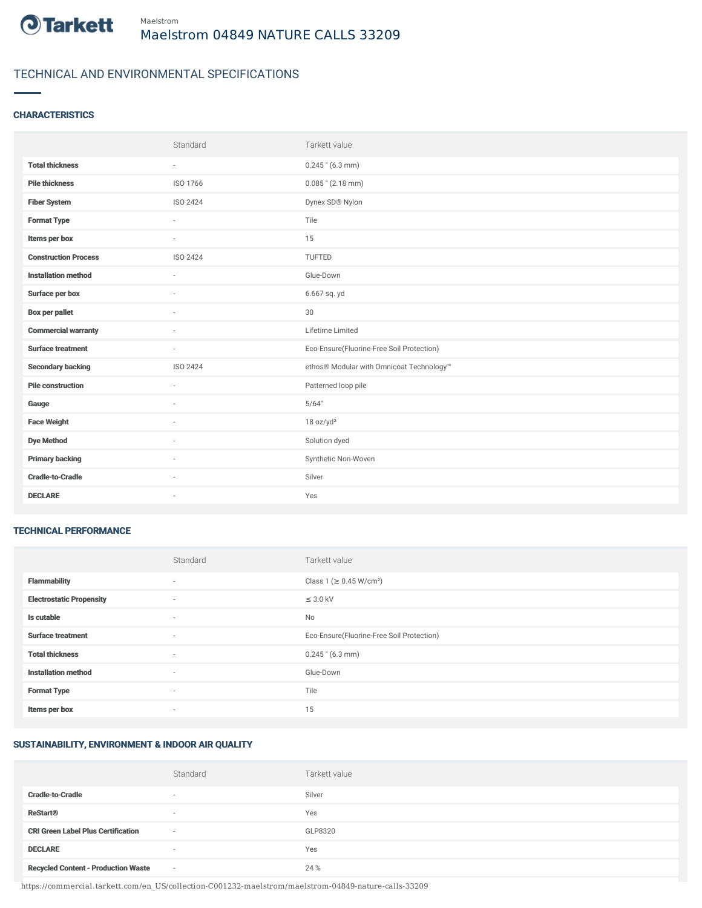Maelstrom

# Maelstrom 04849 NATURE CALLS 33209

## TECHNICAL AND ENVIRONMENTAL SPECIFICATIONS

### CHARACTERISTICS

| | Standard | Tarkett value |
|---|---|---|
| **Total thickness** | - | 0.245 " (6.3 mm) |
| **Pile thickness** | ISO 1766 | 0.085 " (2.18 mm) |
| **Fiber System** | ISO 2424 | Dynex SD® Nylon |
| **Format Type** | - | Tile |
| **Items per box** | - | 15 |
| **Construction Process** | ISO 2424 | TUFTED |
| **Installation method** | - | Glue-Down |
| **Surface per box** | - | 6.667 sq. yd |
| **Box per pallet** | - | 30 |
| **Commercial warranty** | - | Lifetime Limited |
| **Surface treatment** | - | Eco-Ensure(Fluorine-Free Soil Protection) |
| **Secondary backing** | ISO 2424 | ethos® Modular with Omnicoat Technology™ |
| **Pile construction** | - | Patterned loop pile |
| **Gauge** | - | 5/64" |
| **Face Weight** | - | 18 oz/yd² |
| **Dye Method** | - | Solution dyed |
| **Primary backing** | - | Synthetic Non-Woven |
| **Cradle-to-Cradle** | - | Silver |
| **DECLARE** | - | Yes |

### TECHNICAL PERFORMANCE

| | Standard | Tarkett value |
|---|---|---|
| **Flammability** | - | Class 1 (≥ 0.45 W/cm²) |
| **Electrostatic Propensity** | - | ≤ 3.0 kV |
| **Is cutable** | - | No |
| **Surface treatment** | - | Eco-Ensure(Fluorine-Free Soil Protection) |
| **Total thickness** | - | 0.245 " (6.3 mm) |
| **Installation method** | - | Glue-Down |
| **Format Type** | - | Tile |
| **Items per box** | - | 15 |

### SUSTAINABILITY, ENVIRONMENT & INDOOR AIR QUALITY

| | Standard | Tarkett value |
|---|---|---|
| **Cradle-to-Cradle** | - | Silver |
| **ReStart®** | - | Yes |
| **CRI Green Label Plus Certification** | - | GLP8320 |
| **DECLARE** | - | Yes |
| **Recycled Content - Production Waste** | - | 24 % |

https://commercial.tarkett.com/en_US/collection-C001232-maelstrom/maelstrom-04849-nature-calls-33209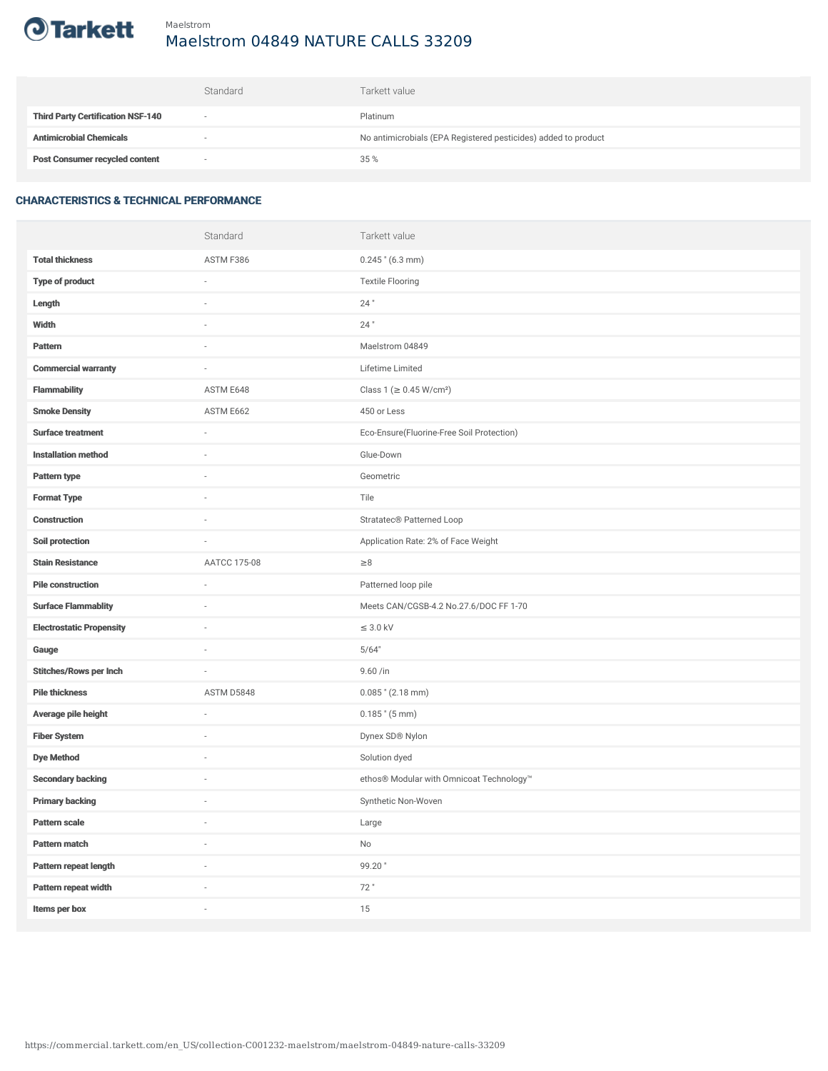Maelstrom

# Maelstrom 04849 NATURE CALLS 33209

| | Standard | Tarkett value |
|---|---|---|
| **Third Party Certification NSF-140** | - | Platinum |
| **Antimicrobial Chemicals** | - | No antimicrobials (EPA Registered pesticides) added to product |
| **Post Consumer recycled content** | - | 35 % |

## CHARACTERISTICS & TECHNICAL PERFORMANCE

| | Standard | Tarkett value |
|---|---|---|
| **Total thickness** | ASTM F386 | 0.245 " (6.3 mm) |
| **Type of product** | - | Textile Flooring |
| **Length** | - | 24 " |
| **Width** | - | 24 " |
| **Pattern** | - | Maelstrom 04849 |
| **Commercial warranty** | - | Lifetime Limited |
| **Flammability** | ASTM E648 | Class 1 (≥ 0.45 W/cm²) |
| **Smoke Density** | ASTM E662 | 450 or Less |
| **Surface treatment** | - | Eco-Ensure(Fluorine-Free Soil Protection) |
| **Installation method** | - | Glue-Down |
| **Pattern type** | - | Geometric |
| **Format Type** | - | Tile |
| **Construction** | - | Stratatec® Patterned Loop |
| **Soil protection** | - | Application Rate: 2% of Face Weight |
| **Stain Resistance** | AATCC 175-08 | ≥8 |
| **Pile construction** | - | Patterned loop pile |
| **Surface Flammablity** | - | Meets CAN/CGSB-4.2 No.27.6/DOC FF 1-70 |
| **Electrostatic Propensity** | - | ≤ 3.0 kV |
| **Gauge** | - | 5/64" |
| **Stitches/Rows per Inch** | - | 9.60 /in |
| **Pile thickness** | ASTM D5848 | 0.085 " (2.18 mm) |
| **Average pile height** | - | 0.185 " (5 mm) |
| **Fiber System** | - | Dynex SD® Nylon |
| **Dye Method** | - | Solution dyed |
| **Secondary backing** | - | ethos® Modular with Omnicoat Technology™ |
| **Primary backing** | - | Synthetic Non-Woven |
| **Pattern scale** | - | Large |
| **Pattern match** | - | No |
| **Pattern repeat length** | - | 99.20 " |
| **Pattern repeat width** | - | 72 " |
| **Items per box** | - | 15 |

https://commercial.tarkett.com/en_US/collection-C001232-maelstrom/maelstrom-04849-nature-calls-33209